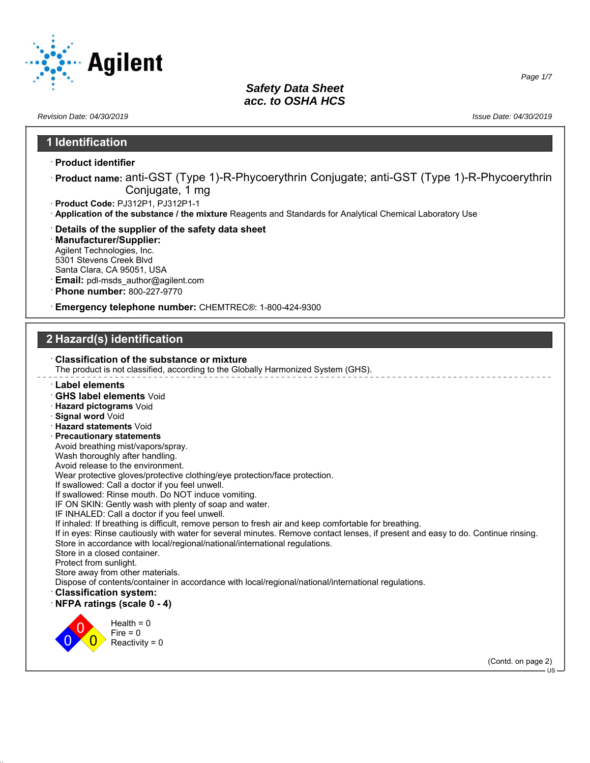# Safety Data Sheet
## acc. to OSHA HCS

Revision Date: 04/30/2019 Issue Date: 04/30/2019

## 1 Identification

· **Product identifier**

· **Product name:** anti-GST (Type 1)-R-Phycoerythrin Conjugate; anti-GST (Type 1)-R-Phycoerythrin Conjugate, 1 mg

· **Product Code:** PJ312P1, PJ312P1-1

· **Application of the substance / the mixture** Reagents and Standards for Analytical Chemical Laboratory Use

· **Details of the supplier of the safety data sheet**

· **Manufacturer/Supplier:**
Agilent Technologies, Inc.
5301 Stevens Creek Blvd
Santa Clara, CA 95051, USA

· **Email:** pdl-msds_author@agilent.com

· **Phone number:** 800-227-9770

· **Emergency telephone number:** CHEMTREC®: 1-800-424-9300

## 2 Hazard(s) identification

· **Classification of the substance or mixture**
The product is not classified, according to the Globally Harmonized System (GHS).

· **Label elements**

· **GHS label elements** Void

· **Hazard pictograms** Void

· **Signal word** Void

· **Hazard statements** Void

· **Precautionary statements**
Avoid breathing mist/vapors/spray.
Wash thoroughly after handling.
Avoid release to the environment.
Wear protective gloves/protective clothing/eye protection/face protection.
If swallowed: Call a doctor if you feel unwell.
If swallowed: Rinse mouth. Do NOT induce vomiting.
IF ON SKIN: Gently wash with plenty of soap and water.
IF INHALED: Call a doctor if you feel unwell.
If inhaled: If breathing is difficult, remove person to fresh air and keep comfortable for breathing.
If in eyes: Rinse cautiously with water for several minutes. Remove contact lenses, if present and easy to do. Continue rinsing.
Store in accordance with local/regional/national/international regulations.
Store in a closed container.
Protect from sunlight.
Store away from other materials.
Dispose of contents/container in accordance with local/regional/national/international regulations.

· **Classification system:**

· **NFPA ratings (scale 0 - 4)**

Health = 0
Fire = 0
Reactivity = 0

(Contd. on page 2)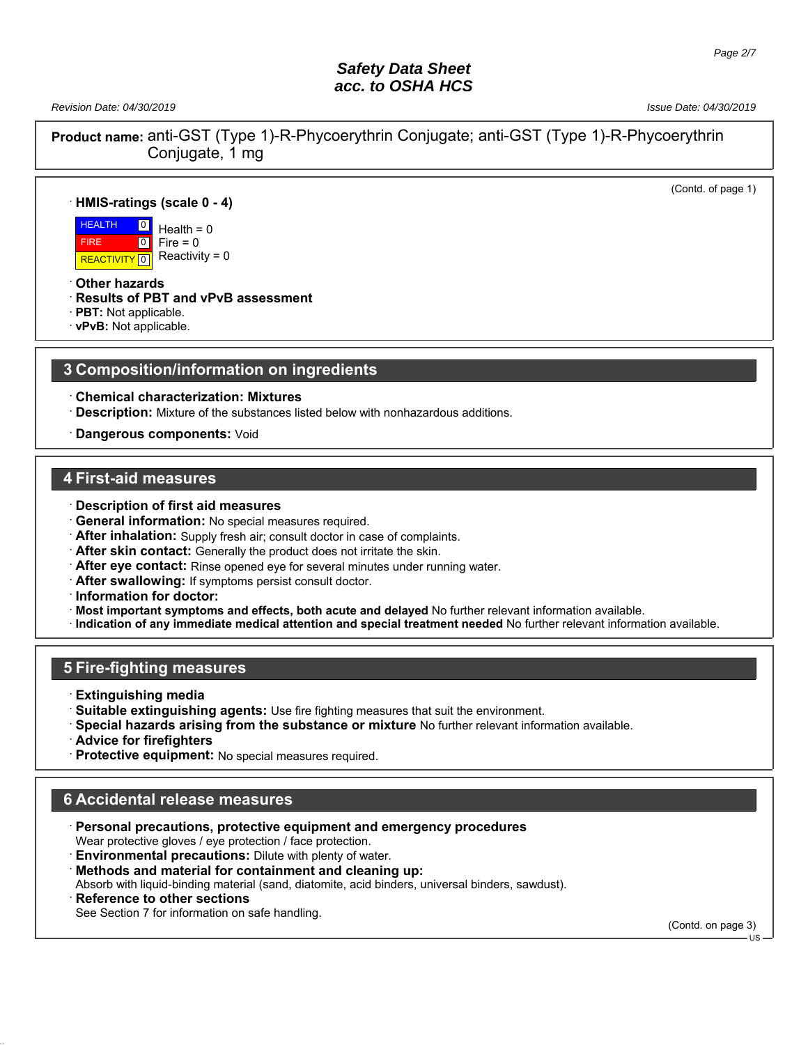**Product name:** anti-GST (Type 1)-R-Phycoerythrin Conjugate; anti-GST (Type 1)-R-Phycoerythrin Conjugate, 1 mg

(Contd. of page 1)

· **HMIS-ratings (scale 0 - 4)**

| | | |
|---|---|---|
| HEALTH | 0 | Health = 0 |
| FIRE | 0 | Fire = 0 |
| REACTIVITY | 0 | Reactivity = 0 |

· **Other hazards**
· **Results of PBT and vPvB assessment**
· **PBT:** Not applicable.
· **vPvB:** Not applicable.

## 3 Composition/information on ingredients

· **Chemical characterization: Mixtures**
· **Description:** Mixture of the substances listed below with nonhazardous additions.

· **Dangerous components:** Void

## 4 First-aid measures

· **Description of first aid measures**
· **General information:** No special measures required.
· **After inhalation:** Supply fresh air; consult doctor in case of complaints.
· **After skin contact:** Generally the product does not irritate the skin.
· **After eye contact:** Rinse opened eye for several minutes under running water.
· **After swallowing:** If symptoms persist consult doctor.
· **Information for doctor:**
· **Most important symptoms and effects, both acute and delayed** No further relevant information available.
· **Indication of any immediate medical attention and special treatment needed** No further relevant information available.

## 5 Fire-fighting measures

· **Extinguishing media**
· **Suitable extinguishing agents:** Use fire fighting measures that suit the environment.
· **Special hazards arising from the substance or mixture** No further relevant information available.
· **Advice for firefighters**
· **Protective equipment:** No special measures required.

## 6 Accidental release measures

· **Personal precautions, protective equipment and emergency procedures**
Wear protective gloves / eye protection / face protection.
· **Environmental precautions:** Dilute with plenty of water.
· **Methods and material for containment and cleaning up:**
Absorb with liquid-binding material (sand, diatomite, acid binders, universal binders, sawdust).
· **Reference to other sections**
See Section 7 for information on safe handling.

(Contd. on page 3)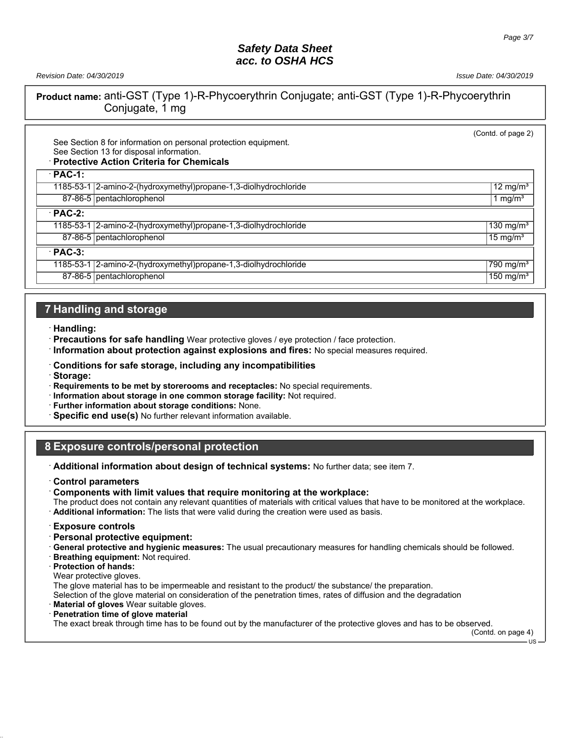**Product name:** anti-GST (Type 1)-R-Phycoerythrin Conjugate; anti-GST (Type 1)-R-Phycoerythrin Conjugate, 1 mg

(Contd. of page 2)

See Section 8 for information on personal protection equipment.
See Section 13 for disposal information.

· **Protective Action Criteria for Chemicals**

| · **PAC-1:** | | |
|---|---|---|
| 1185-53-1 | 2-amino-2-(hydroxymethyl)propane-1,3-diolhydrochloride | 12 mg/m³ |
| 87-86-5 | pentachlorophenol | 1 mg/m³ |
| · **PAC-2:** | | |
| 1185-53-1 | 2-amino-2-(hydroxymethyl)propane-1,3-diolhydrochloride | 130 mg/m³ |
| 87-86-5 | pentachlorophenol | 15 mg/m³ |
| · **PAC-3:** | | |
| 1185-53-1 | 2-amino-2-(hydroxymethyl)propane-1,3-diolhydrochloride | 790 mg/m³ |
| 87-86-5 | pentachlorophenol | 150 mg/m³ |

## 7 Handling and storage

· **Handling:**
· **Precautions for safe handling** Wear protective gloves / eye protection / face protection.
· **Information about protection against explosions and fires:** No special measures required.

· **Conditions for safe storage, including any incompatibilities**
· **Storage:**
· **Requirements to be met by storerooms and receptacles:** No special requirements.
· **Information about storage in one common storage facility:** Not required.
· **Further information about storage conditions:** None.
· **Specific end use(s)** No further relevant information available.

## 8 Exposure controls/personal protection

· **Additional information about design of technical systems:** No further data; see item 7.

· **Control parameters**
· **Components with limit values that require monitoring at the workplace:**
The product does not contain any relevant quantities of materials with critical values that have to be monitored at the workplace.
· **Additional information:** The lists that were valid during the creation were used as basis.

· **Exposure controls**
· **Personal protective equipment:**
· **General protective and hygienic measures:** The usual precautionary measures for handling chemicals should be followed.
· **Breathing equipment:** Not required.
· **Protection of hands:**
Wear protective gloves.
The glove material has to be impermeable and resistant to the product/ the substance/ the preparation.
Selection of the glove material on consideration of the penetration times, rates of diffusion and the degradation
· **Material of gloves** Wear suitable gloves.
· **Penetration time of glove material**
The exact break through time has to be found out by the manufacturer of the protective gloves and has to be observed.

(Contd. on page 4)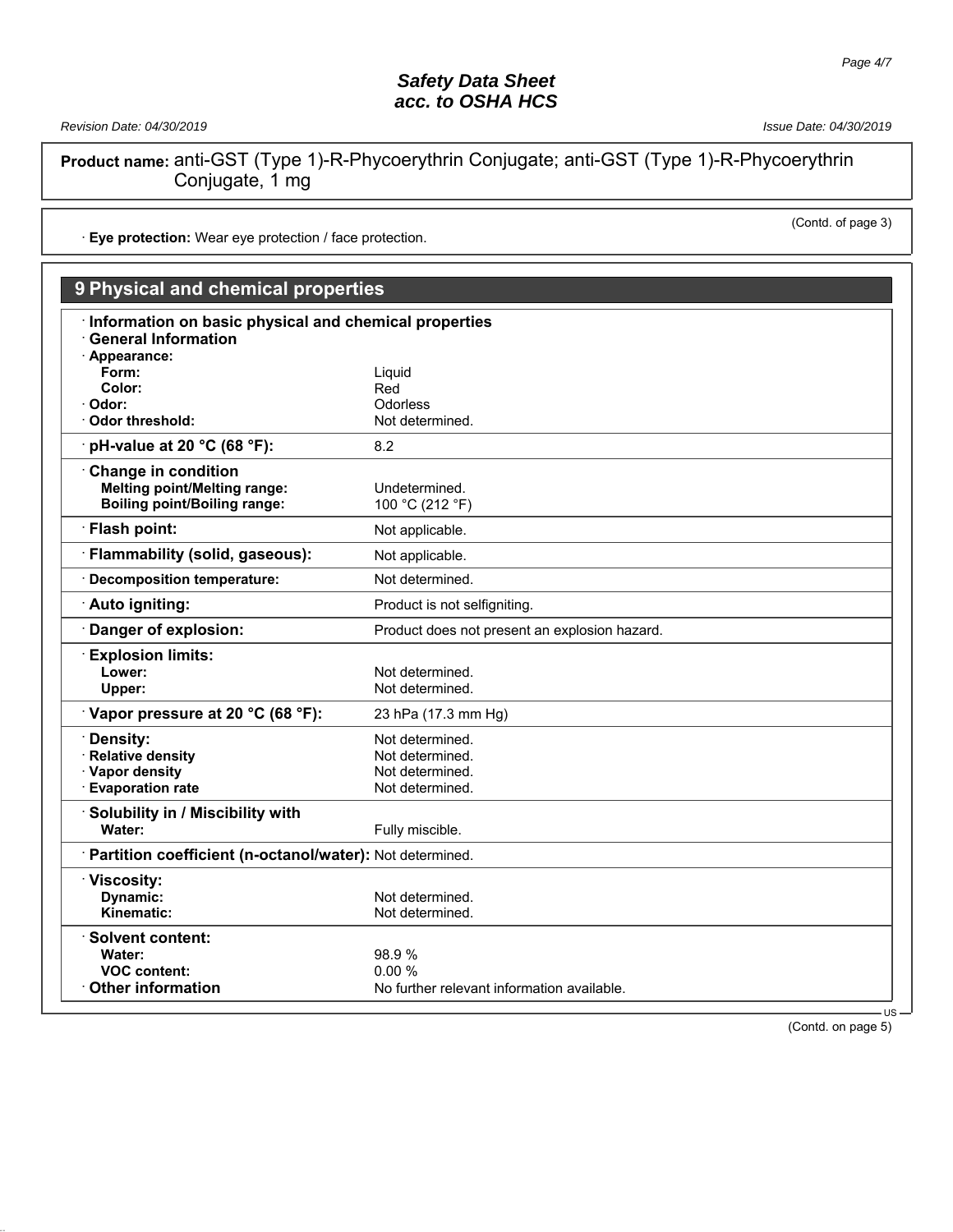# Safety Data Sheet
# acc. to OSHA HCS

Revision Date: 04/30/2019

Issue Date: 04/30/2019

**Product name:** anti-GST (Type 1)-R-Phycoerythrin Conjugate; anti-GST (Type 1)-R-Phycoerythrin Conjugate, 1 mg

(Contd. of page 3)

· **Eye protection:** Wear eye protection / face protection.

## 9 Physical and chemical properties

· **Information on basic physical and chemical properties**

· **General Information**

| Property | Value |
| --- | --- |
| · **Appearance:** | |
| **Form:** | Liquid |
| **Color:** | Red |
| · **Odor:** | Odorless |
| · **Odor threshold:** | Not determined. |
| · **pH-value at 20 °C (68 °F):** | 8.2 |
| · **Change in condition** | |
| **Melting point/Melting range:** | Undetermined. |
| **Boiling point/Boiling range:** | 100 °C (212 °F) |
| · **Flash point:** | Not applicable. |
| · **Flammability (solid, gaseous):** | Not applicable. |
| · **Decomposition temperature:** | Not determined. |
| · **Auto igniting:** | Product is not selfigniting. |
| · **Danger of explosion:** | Product does not present an explosion hazard. |
| · **Explosion limits:** | |
| **Lower:** | Not determined. |
| **Upper:** | Not determined. |
| · **Vapor pressure at 20 °C (68 °F):** | 23 hPa (17.3 mm Hg) |
| · **Density:** | Not determined. |
| · **Relative density** | Not determined. |
| · **Vapor density** | Not determined. |
| · **Evaporation rate** | Not determined. |
| · **Solubility in / Miscibility with** | |
| **Water:** | Fully miscible. |
| · **Partition coefficient (n-octanol/water):** | Not determined. |
| · **Viscosity:** | |
| **Dynamic:** | Not determined. |
| **Kinematic:** | Not determined. |
| · **Solvent content:** | |
| **Water:** | 98.9 % |
| **VOC content:** | 0.00 % |
| · **Other information** | No further relevant information available. |

(Contd. on page 5)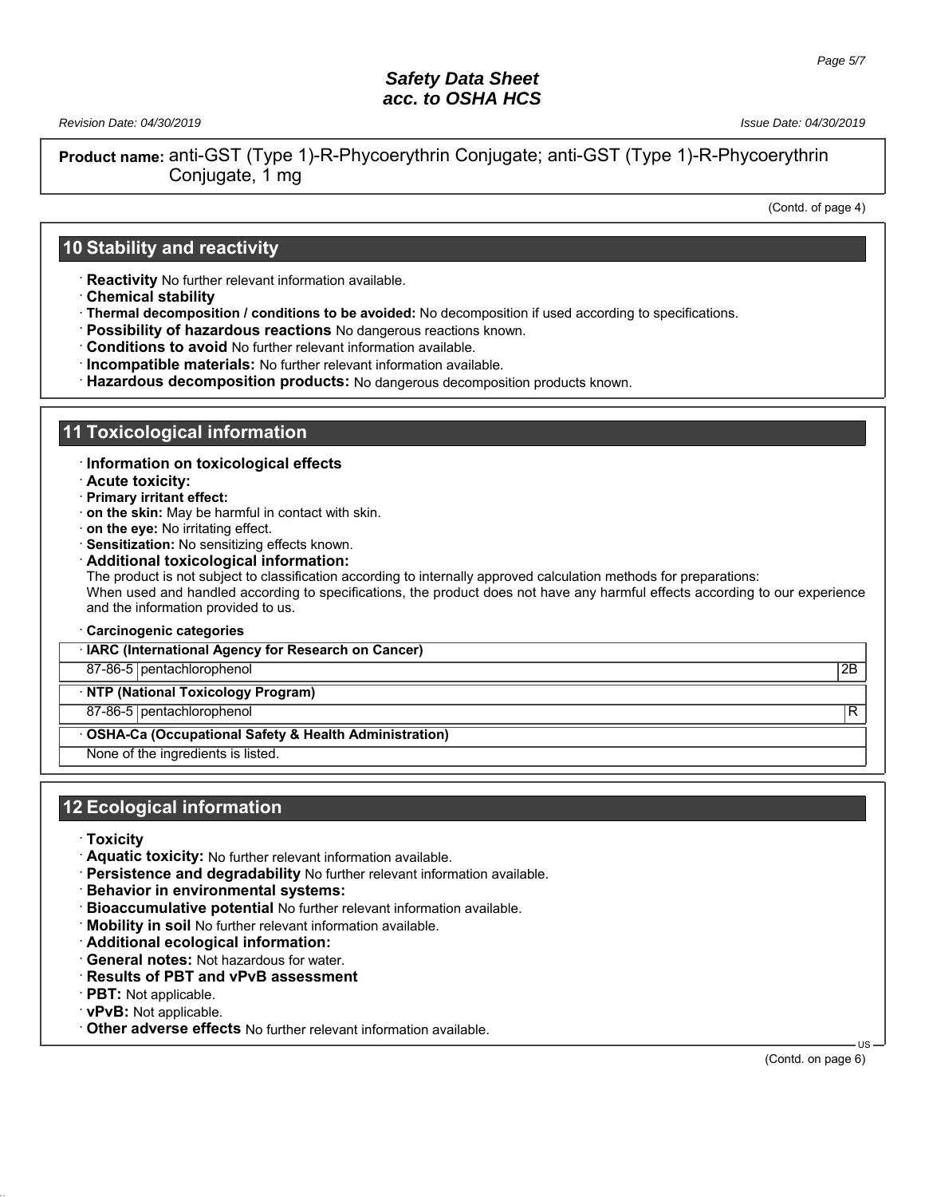**Product name:** anti-GST (Type 1)-R-Phycoerythrin Conjugate; anti-GST (Type 1)-R-Phycoerythrin Conjugate, 1 mg

(Contd. of page 4)

## 10 Stability and reactivity

· **Reactivity** No further relevant information available.
· **Chemical stability**
· **Thermal decomposition / conditions to be avoided:** No decomposition if used according to specifications.
· **Possibility of hazardous reactions** No dangerous reactions known.
· **Conditions to avoid** No further relevant information available.
· **Incompatible materials:** No further relevant information available.
· **Hazardous decomposition products:** No dangerous decomposition products known.

## 11 Toxicological information

· **Information on toxicological effects**
· **Acute toxicity:**
· **Primary irritant effect:**
· **on the skin:** May be harmful in contact with skin.
· **on the eye:** No irritating effect.
· **Sensitization:** No sensitizing effects known.
· **Additional toxicological information:**
The product is not subject to classification according to internally approved calculation methods for preparations:
When used and handled according to specifications, the product does not have any harmful effects according to our experience and the information provided to us.

· **Carcinogenic categories**

| · **IARC (International Agency for Research on Cancer)** | | |
|---|---|---|
| 87-86-5 | pentachlorophenol | 2B |
| · **NTP (National Toxicology Program)** | | |
| 87-86-5 | pentachlorophenol | R |
| · **OSHA-Ca (Occupational Safety & Health Administration)** | | |
| None of the ingredients is listed. | | |

## 12 Ecological information

· **Toxicity**
· **Aquatic toxicity:** No further relevant information available.
· **Persistence and degradability** No further relevant information available.
· **Behavior in environmental systems:**
· **Bioaccumulative potential** No further relevant information available.
· **Mobility in soil** No further relevant information available.
· **Additional ecological information:**
· **General notes:** Not hazardous for water.
· **Results of PBT and vPvB assessment**
· **PBT:** Not applicable.
· **vPvB:** Not applicable.
· **Other adverse effects** No further relevant information available.

(Contd. on page 6)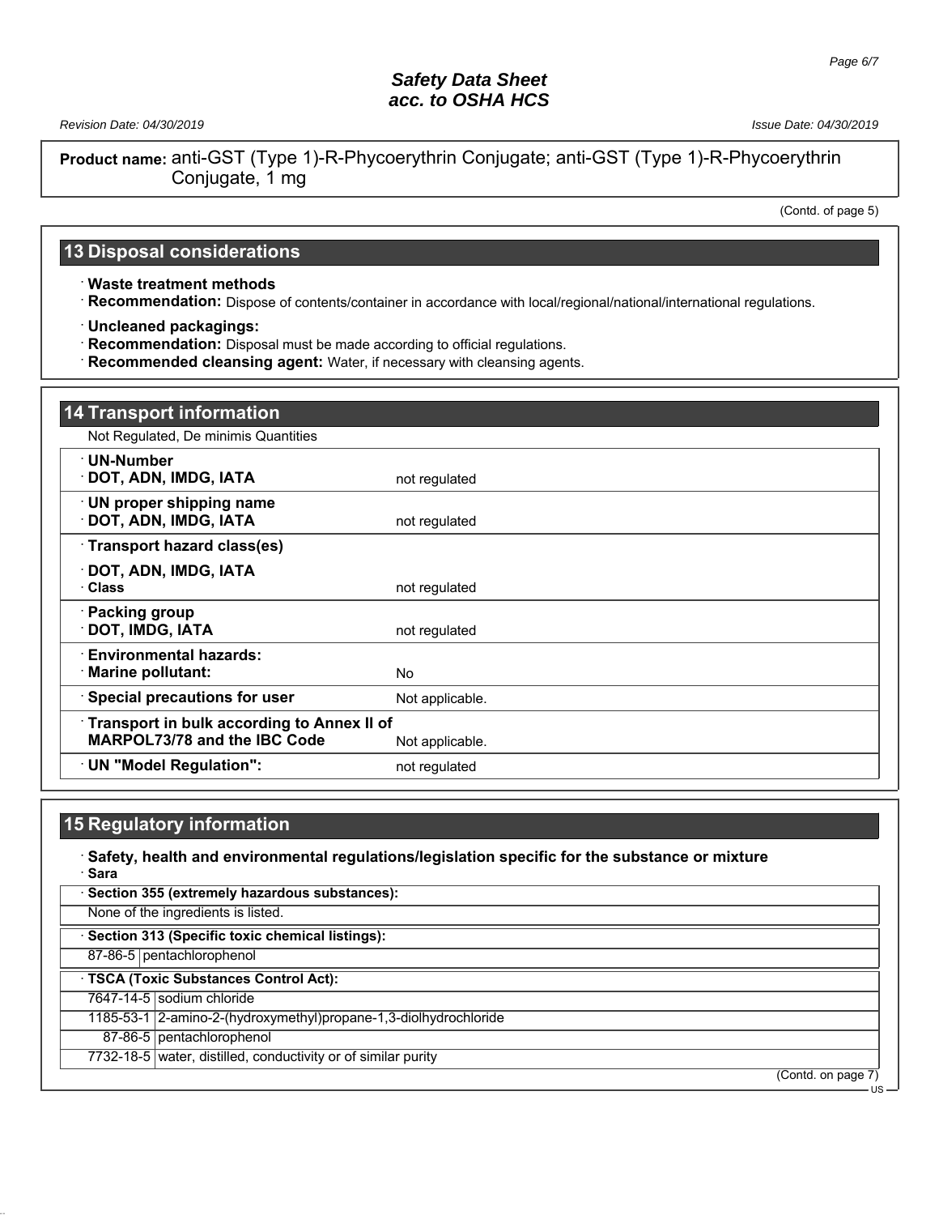**Product name:** anti-GST (Type 1)-R-Phycoerythrin Conjugate; anti-GST (Type 1)-R-Phycoerythrin Conjugate, 1 mg

(Contd. of page 5)

## 13 Disposal considerations

· **Waste treatment methods**
· **Recommendation:** Dispose of contents/container in accordance with local/regional/national/international regulations.

· **Uncleaned packagings:**
· **Recommendation:** Disposal must be made according to official regulations.
· **Recommended cleansing agent:** Water, if necessary with cleansing agents.

## 14 Transport information

Not Regulated, De minimis Quantities

| | |
|---|---|
| · **UN-Number** · **DOT, ADN, IMDG, IATA** | not regulated |
| · **UN proper shipping name** · **DOT, ADN, IMDG, IATA** | not regulated |
| · **Transport hazard class(es)** · **DOT, ADN, IMDG, IATA** · **Class** | not regulated |
| · **Packing group** · **DOT, IMDG, IATA** | not regulated |
| · **Environmental hazards:** · **Marine pollutant:** | No |
| · **Special precautions for user** | Not applicable. |
| · **Transport in bulk according to Annex II of MARPOL73/78 and the IBC Code** | Not applicable. |
| · **UN "Model Regulation":** | not regulated |

## 15 Regulatory information

· **Safety, health and environmental regulations/legislation specific for the substance or mixture**
· **Sara**

| · **Section 355 (extremely hazardous substances):** | |
|---|---|
| None of the ingredients is listed. | |

| · **Section 313 (Specific toxic chemical listings):** | |
|---|---|
| 87-86-5 | pentachlorophenol |

| · **TSCA (Toxic Substances Control Act):** | |
|---|---|
| 7647-14-5 | sodium chloride |
| 1185-53-1 | 2-amino-2-(hydroxymethyl)propane-1,3-diolhydrochloride |
| 87-86-5 | pentachlorophenol |
| 7732-18-5 | water, distilled, conductivity or of similar purity |

(Contd. on page 7)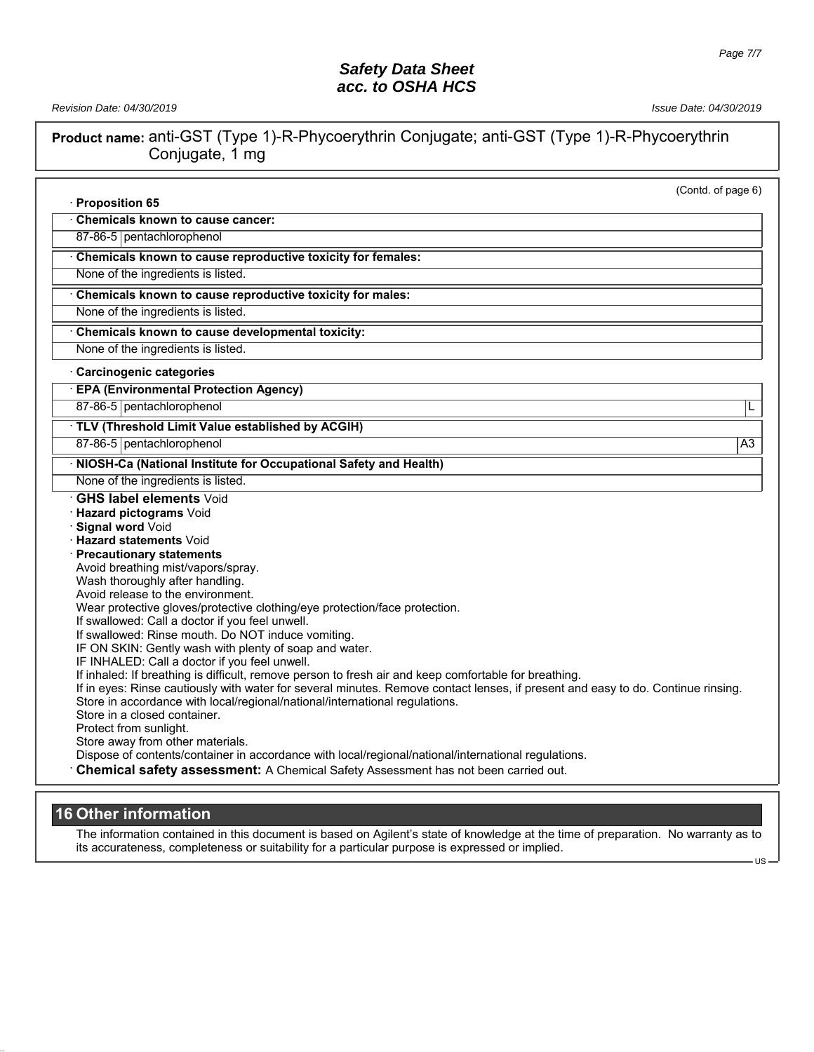**Product name:** anti-GST (Type 1)-R-Phycoerythrin Conjugate; anti-GST (Type 1)-R-Phycoerythrin Conjugate, 1 mg

(Contd. of page 6)

· **Proposition 65**

· **Chemicals known to cause cancer:**

| | |
|---|---|
| 87-86-5 | pentachlorophenol |

· **Chemicals known to cause reproductive toxicity for females:**

None of the ingredients is listed.

· **Chemicals known to cause reproductive toxicity for males:**

None of the ingredients is listed.

· **Chemicals known to cause developmental toxicity:**

None of the ingredients is listed.

· **Carcinogenic categories**

· **EPA (Environmental Protection Agency)**

| | | |
|---|---|---|
| 87-86-5 | pentachlorophenol | L |

· **TLV (Threshold Limit Value established by ACGIH)**

| | | |
|---|---|---|
| 87-86-5 | pentachlorophenol | A3 |

· **NIOSH-Ca (National Institute for Occupational Safety and Health)**

None of the ingredients is listed.

· **GHS label elements** Void
· **Hazard pictograms** Void
· **Signal word** Void
· **Hazard statements** Void
· **Precautionary statements**
Avoid breathing mist/vapors/spray.
Wash thoroughly after handling.
Avoid release to the environment.
Wear protective gloves/protective clothing/eye protection/face protection.
If swallowed: Call a doctor if you feel unwell.
If swallowed: Rinse mouth. Do NOT induce vomiting.
IF ON SKIN: Gently wash with plenty of soap and water.
IF INHALED: Call a doctor if you feel unwell.
If inhaled: If breathing is difficult, remove person to fresh air and keep comfortable for breathing.
If in eyes: Rinse cautiously with water for several minutes. Remove contact lenses, if present and easy to do. Continue rinsing.
Store in accordance with local/regional/national/international regulations.
Store in a closed container.
Protect from sunlight.
Store away from other materials.
Dispose of contents/container in accordance with local/regional/national/international regulations.
· **Chemical safety assessment:** A Chemical Safety Assessment has not been carried out.

## 16 Other information

The information contained in this document is based on Agilent's state of knowledge at the time of preparation. No warranty as to its accurateness, completeness or suitability for a particular purpose is expressed or implied.